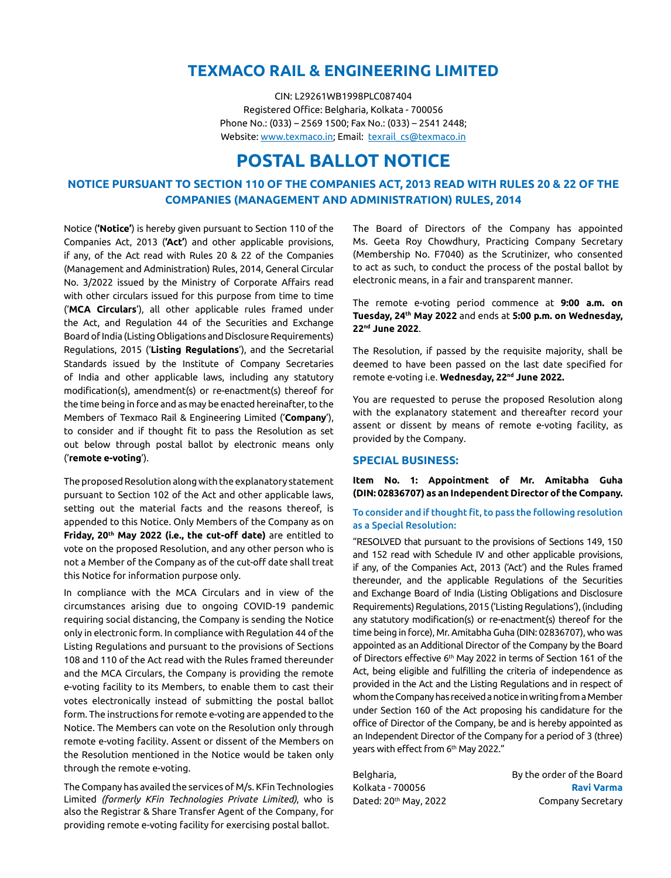# TEXMACO RAIL & ENGINEERING LIMITED

CIN: L29261WB1998PLC087404
Registered Office: Belgharia, Kolkata - 700056
Phone No.: (033) – 2569 1500; Fax No.: (033) – 2541 2448;
Website: www.texmaco.in; Email: texrail_cs@texmaco.in

# POSTAL BALLOT NOTICE

## NOTICE PURSUANT TO SECTION 110 OF THE COMPANIES ACT, 2013 READ WITH RULES 20 & 22 OF THE COMPANIES (MANAGEMENT AND ADMINISTRATION) RULES, 2014

Notice (**'Notice'**) is hereby given pursuant to Section 110 of the Companies Act, 2013 (**'Act'**) and other applicable provisions, if any, of the Act read with Rules 20 & 22 of the Companies (Management and Administration) Rules, 2014, General Circular No. 3/2022 issued by the Ministry of Corporate Affairs read with other circulars issued for this purpose from time to time ('**MCA Circulars**'), all other applicable rules framed under the Act, and Regulation 44 of the Securities and Exchange Board of India (Listing Obligations and Disclosure Requirements) Regulations, 2015 ('**Listing Regulations**'), and the Secretarial Standards issued by the Institute of Company Secretaries of India and other applicable laws, including any statutory modification(s), amendment(s) or re-enactment(s) thereof for the time being in force and as may be enacted hereinafter, to the Members of Texmaco Rail & Engineering Limited ('**Company**'), to consider and if thought fit to pass the Resolution as set out below through postal ballot by electronic means only ('**remote e-voting**').

The proposed Resolution along with the explanatory statement pursuant to Section 102 of the Act and other applicable laws, setting out the material facts and the reasons thereof, is appended to this Notice. Only Members of the Company as on **Friday, 20th May 2022 (i.e., the cut-off date)** are entitled to vote on the proposed Resolution, and any other person who is not a Member of the Company as of the cut-off date shall treat this Notice for information purpose only.

In compliance with the MCA Circulars and in view of the circumstances arising due to ongoing COVID-19 pandemic requiring social distancing, the Company is sending the Notice only in electronic form. In compliance with Regulation 44 of the Listing Regulations and pursuant to the provisions of Sections 108 and 110 of the Act read with the Rules framed thereunder and the MCA Circulars, the Company is providing the remote e-voting facility to its Members, to enable them to cast their votes electronically instead of submitting the postal ballot form. The instructions for remote e-voting are appended to the Notice. The Members can vote on the Resolution only through remote e-voting facility. Assent or dissent of the Members on the Resolution mentioned in the Notice would be taken only through the remote e-voting.

The Company has availed the services of M/s. KFin Technologies Limited *(formerly KFin Technologies Private Limited)*, who is also the Registrar & Share Transfer Agent of the Company, for providing remote e-voting facility for exercising postal ballot.

The Board of Directors of the Company has appointed Ms. Geeta Roy Chowdhury, Practicing Company Secretary (Membership No. F7040) as the Scrutinizer, who consented to act as such, to conduct the process of the postal ballot by electronic means, in a fair and transparent manner.

The remote e-voting period commence at **9:00 a.m. on Tuesday, 24th May 2022** and ends at **5:00 p.m. on Wednesday, 22nd June 2022**.

The Resolution, if passed by the requisite majority, shall be deemed to have been passed on the last date specified for remote e-voting i.e. **Wednesday, 22nd June 2022.**

You are requested to peruse the proposed Resolution along with the explanatory statement and thereafter record your assent or dissent by means of remote e-voting facility, as provided by the Company.

## SPECIAL BUSINESS:

**Item No. 1: Appointment of Mr. Amitabha Guha (DIN: 02836707) as an Independent Director of the Company.**

**To consider and if thought fit, to pass the following resolution as a Special Resolution:**

"RESOLVED that pursuant to the provisions of Sections 149, 150 and 152 read with Schedule IV and other applicable provisions, if any, of the Companies Act, 2013 ('Act') and the Rules framed thereunder, and the applicable Regulations of the Securities and Exchange Board of India (Listing Obligations and Disclosure Requirements) Regulations, 2015 ('Listing Regulations'), (including any statutory modification(s) or re-enactment(s) thereof for the time being in force), Mr. Amitabha Guha (DIN: 02836707), who was appointed as an Additional Director of the Company by the Board of Directors effective 6th May 2022 in terms of Section 161 of the Act, being eligible and fulfilling the criteria of independence as provided in the Act and the Listing Regulations and in respect of whom the Company has received a notice in writing from a Member under Section 160 of the Act proposing his candidature for the office of Director of the Company, be and is hereby appointed as an Independent Director of the Company for a period of 3 (three) years with effect from 6th May 2022."

Belgharia,
Kolkata - 700056
Dated: 20th May, 2022

By the order of the Board
**Ravi Varma**
Company Secretary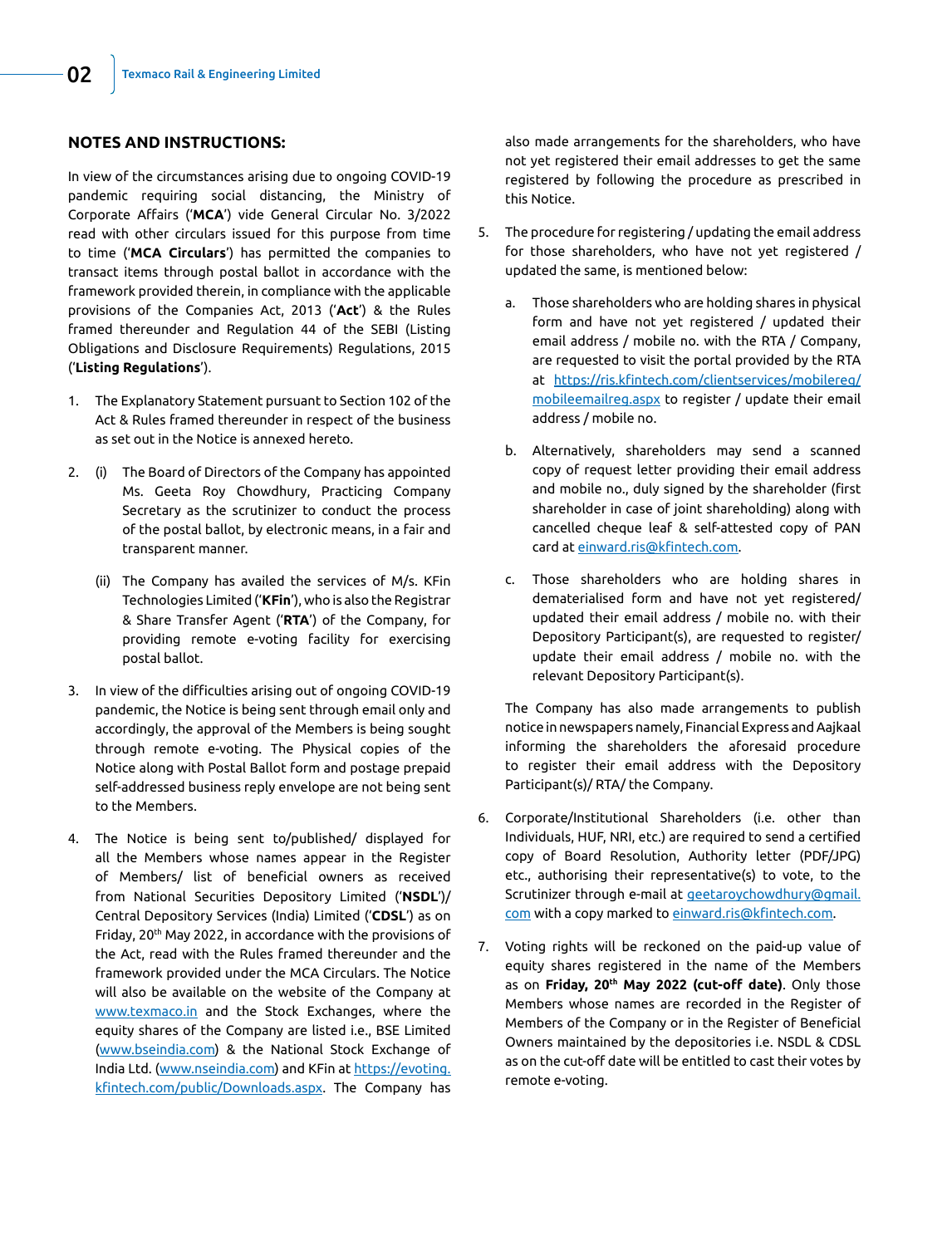## NOTES AND INSTRUCTIONS:

In view of the circumstances arising due to ongoing COVID-19 pandemic requiring social distancing, the Ministry of Corporate Affairs ('**MCA**') vide General Circular No. 3/2022 read with other circulars issued for this purpose from time to time ('**MCA Circulars**') has permitted the companies to transact items through postal ballot in accordance with the framework provided therein, in compliance with the applicable provisions of the Companies Act, 2013 ('**Act**') & the Rules framed thereunder and Regulation 44 of the SEBI (Listing Obligations and Disclosure Requirements) Regulations, 2015 ('**Listing Regulations**').

1. The Explanatory Statement pursuant to Section 102 of the Act & Rules framed thereunder in respect of the business as set out in the Notice is annexed hereto.

2. (i) The Board of Directors of the Company has appointed Ms. Geeta Roy Chowdhury, Practicing Company Secretary as the scrutinizer to conduct the process of the postal ballot, by electronic means, in a fair and transparent manner.

   (ii) The Company has availed the services of M/s. KFin Technologies Limited ('**KFin**'), who is also the Registrar & Share Transfer Agent ('**RTA**') of the Company, for providing remote e-voting facility for exercising postal ballot.

3. In view of the difficulties arising out of ongoing COVID-19 pandemic, the Notice is being sent through email only and accordingly, the approval of the Members is being sought through remote e-voting. The Physical copies of the Notice along with Postal Ballot form and postage prepaid self-addressed business reply envelope are not being sent to the Members.

4. The Notice is being sent to/published/ displayed for all the Members whose names appear in the Register of Members/ list of beneficial owners as received from National Securities Depository Limited ('**NSDL**')/ Central Depository Services (India) Limited ('**CDSL**') as on Friday, 20th May 2022, in accordance with the provisions of the Act, read with the Rules framed thereunder and the framework provided under the MCA Circulars. The Notice will also be available on the website of the Company at www.texmaco.in and the Stock Exchanges, where the equity shares of the Company are listed i.e., BSE Limited (www.bseindia.com) & the National Stock Exchange of India Ltd. (www.nseindia.com) and KFin at https://evoting.kfintech.com/public/Downloads.aspx. The Company has also made arrangements for the shareholders, who have not yet registered their email addresses to get the same registered by following the procedure as prescribed in this Notice.

5. The procedure for registering / updating the email address for those shareholders, who have not yet registered / updated the same, is mentioned below:

   a. Those shareholders who are holding shares in physical form and have not yet registered / updated their email address / mobile no. with the RTA / Company, are requested to visit the portal provided by the RTA at https://ris.kfintech.com/clientservices/mobilereg/mobileemailreg.aspx to register / update their email address / mobile no.

   b. Alternatively, shareholders may send a scanned copy of request letter providing their email address and mobile no., duly signed by the shareholder (first shareholder in case of joint shareholding) along with cancelled cheque leaf & self-attested copy of PAN card at einward.ris@kfintech.com.

   c. Those shareholders who are holding shares in dematerialised form and have not yet registered/ updated their email address / mobile no. with their Depository Participant(s), are requested to register/ update their email address / mobile no. with the relevant Depository Participant(s).

   The Company has also made arrangements to publish notice in newspapers namely, Financial Express and Aajkaal informing the shareholders the aforesaid procedure to register their email address with the Depository Participant(s)/ RTA/ the Company.

6. Corporate/Institutional Shareholders (i.e. other than Individuals, HUF, NRI, etc.) are required to send a certified copy of Board Resolution, Authority letter (PDF/JPG) etc., authorising their representative(s) to vote, to the Scrutinizer through e-mail at geetaroychowdhury@gmail.com with a copy marked to einward.ris@kfintech.com.

7. Voting rights will be reckoned on the paid-up value of equity shares registered in the name of the Members as on **Friday, 20th May 2022 (cut-off date)**. Only those Members whose names are recorded in the Register of Members of the Company or in the Register of Beneficial Owners maintained by the depositories i.e. NSDL & CDSL as on the cut-off date will be entitled to cast their votes by remote e-voting.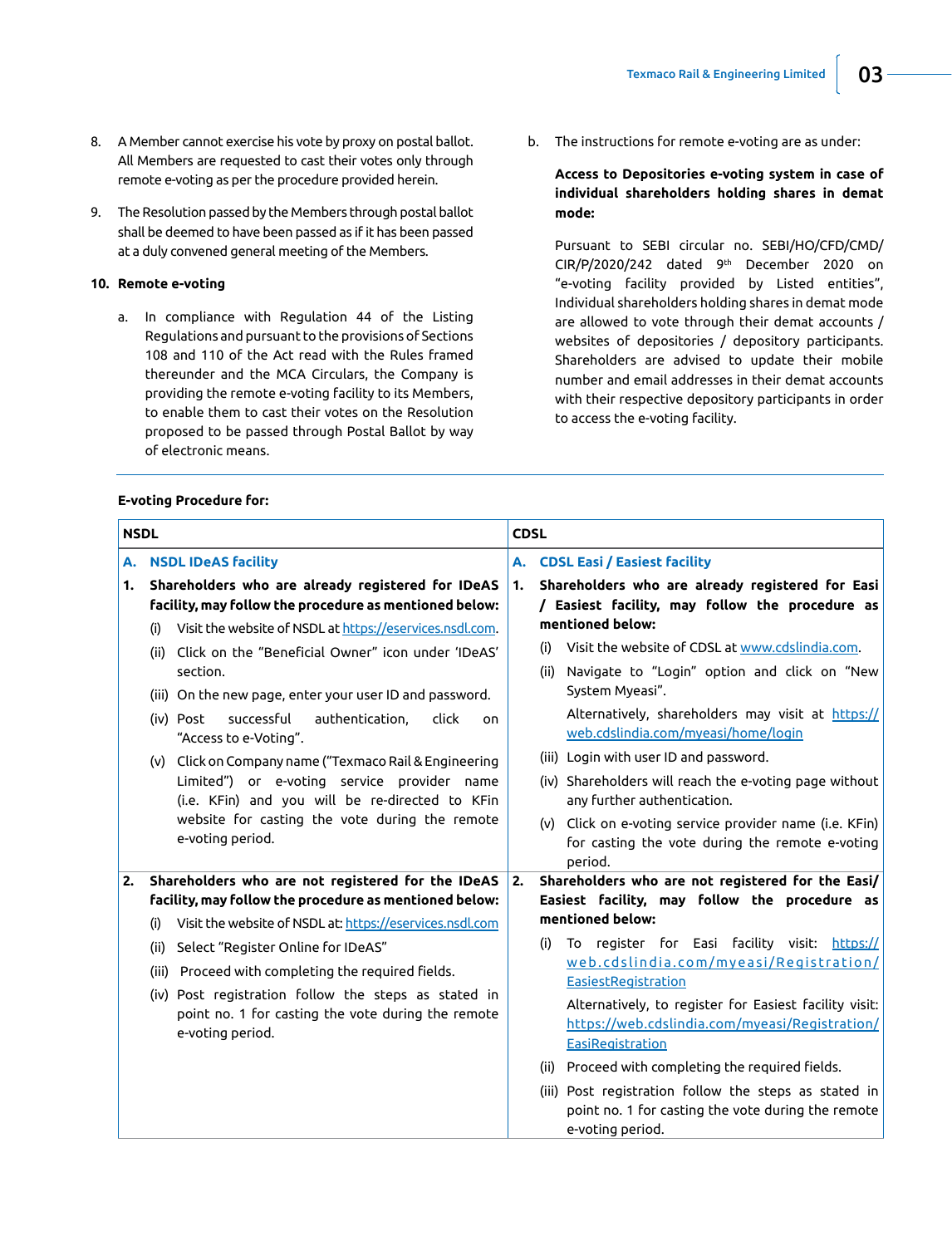8. A Member cannot exercise his vote by proxy on postal ballot. All Members are requested to cast their votes only through remote e-voting as per the procedure provided herein.

9. The Resolution passed by the Members through postal ballot shall be deemed to have been passed as if it has been passed at a duly convened general meeting of the Members.

**10. Remote e-voting**

a. In compliance with Regulation 44 of the Listing Regulations and pursuant to the provisions of Sections 108 and 110 of the Act read with the Rules framed thereunder and the MCA Circulars, the Company is providing the remote e-voting facility to its Members, to enable them to cast their votes on the Resolution proposed to be passed through Postal Ballot by way of electronic means.

b. The instructions for remote e-voting are as under:

**Access to Depositories e-voting system in case of individual shareholders holding shares in demat mode:**

Pursuant to SEBI circular no. SEBI/HO/CFD/CMD/CIR/P/2020/242 dated 9th December 2020 on "e-voting facility provided by Listed entities", Individual shareholders holding shares in demat mode are allowed to vote through their demat accounts / websites of depositories / depository participants. Shareholders are advised to update their mobile number and email addresses in their demat accounts with their respective depository participants in order to access the e-voting facility.

**E-voting Procedure for:**

| NSDL | CDSL |
|---|---|
| **A. NSDL IDeAS facility** | **A. CDSL Easi / Easiest facility** |
| **1. Shareholders who are already registered for IDeAS facility, may follow the procedure as mentioned below:**<br>(i) Visit the website of NSDL at https://eservices.nsdl.com.<br>(ii) Click on the "Beneficial Owner" icon under 'IDeAS' section.<br>(iii) On the new page, enter your user ID and password.<br>(iv) Post successful authentication, click on "Access to e-Voting".<br>(v) Click on Company name ("Texmaco Rail & Engineering Limited") or e-voting service provider name (i.e. KFin) and you will be re-directed to KFin website for casting the vote during the remote e-voting period. | **1. Shareholders who are already registered for Easi / Easiest facility, may follow the procedure as mentioned below:**<br>(i) Visit the website of CDSL at www.cdslindia.com.<br>(ii) Navigate to "Login" option and click on "New System Myeasi".<br>Alternatively, shareholders may visit at https://web.cdslindia.com/myeasi/home/login<br>(iii) Login with user ID and password.<br>(iv) Shareholders will reach the e-voting page without any further authentication.<br>(v) Click on e-voting service provider name (i.e. KFin) for casting the vote during the remote e-voting period. |
| **2. Shareholders who are not registered for the IDeAS facility, may follow the procedure as mentioned below:**<br>(i) Visit the website of NSDL at: https://eservices.nsdl.com<br>(ii) Select "Register Online for IDeAS"<br>(iii) Proceed with completing the required fields.<br>(iv) Post registration follow the steps as stated in point no. 1 for casting the vote during the remote e-voting period. | **2. Shareholders who are not registered for the Easi/ Easiest facility, may follow the procedure as mentioned below:**<br>(i) To register for Easi facility visit: https://web.cdslindia.com/myeasi/Registration/EasiestRegistration<br>Alternatively, to register for Easiest facility visit: https://web.cdslindia.com/myeasi/Registration/EasiRegistration<br>(ii) Proceed with completing the required fields.<br>(iii) Post registration follow the steps as stated in point no. 1 for casting the vote during the remote e-voting period. |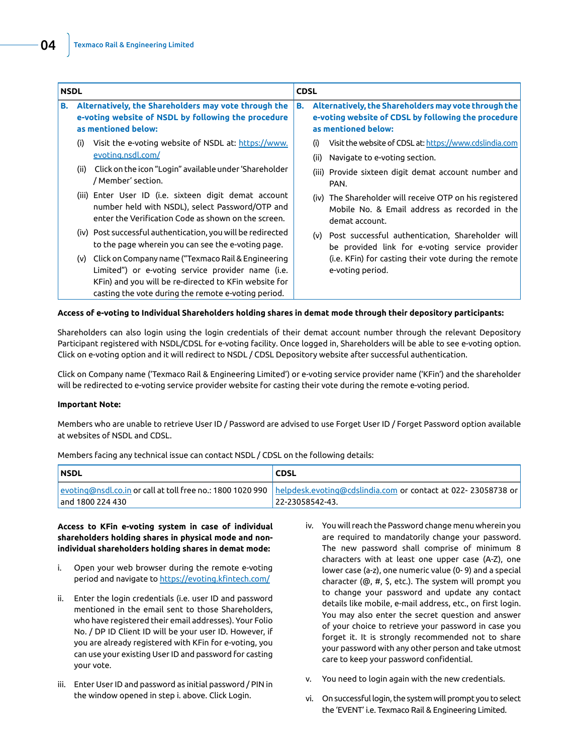| NSDL | CDSL |
|---|---|
| **B. Alternatively, the Shareholders may vote through the e-voting website of NSDL by following the procedure as mentioned below:** (i) Visit the e-voting website of NSDL at: https://www.evoting.nsdl.com/ (ii) Click on the icon "Login" available under 'Shareholder / Member' section. (iii) Enter User ID (i.e. sixteen digit demat account number held with NSDL), select Password/OTP and enter the Verification Code as shown on the screen. (iv) Post successful authentication, you will be redirected to the page wherein you can see the e-voting page. (v) Click on Company name ("Texmaco Rail & Engineering Limited") or e-voting service provider name (i.e. KFin) and you will be re-directed to KFin website for casting the vote during the remote e-voting period. | **B. Alternatively, the Shareholders may vote through the e-voting website of CDSL by following the procedure as mentioned below:** (i) Visit the website of CDSL at: https://www.cdslindia.com (ii) Navigate to e-voting section. (iii) Provide sixteen digit demat account number and PAN. (iv) The Shareholder will receive OTP on his registered Mobile No. & Email address as recorded in the demat account. (v) Post successful authentication, Shareholder will be provided link for e-voting service provider (i.e. KFin) for casting their vote during the remote e-voting period. |

**Access of e-voting to Individual Shareholders holding shares in demat mode through their depository participants:**

Shareholders can also login using the login credentials of their demat account number through the relevant Depository Participant registered with NSDL/CDSL for e-voting facility. Once logged in, Shareholders will be able to see e-voting option. Click on e-voting option and it will redirect to NSDL / CDSL Depository website after successful authentication.

Click on Company name ('Texmaco Rail & Engineering Limited') or e-voting service provider name ('KFin') and the shareholder will be redirected to e-voting service provider website for casting their vote during the remote e-voting period.

**Important Note:**

Members who are unable to retrieve User ID / Password are advised to use Forget User ID / Forget Password option available at websites of NSDL and CDSL.

Members facing any technical issue can contact NSDL / CDSL on the following details:

| NSDL | CDSL |
|---|---|
| evoting@nsdl.co.in or call at toll free no.: 1800 1020 990 and 1800 224 430 | helpdesk.evoting@cdslindia.com or contact at 022- 23058738 or 22-23058542-43. |

**Access to KFin e-voting system in case of individual shareholders holding shares in physical mode and non-individual shareholders holding shares in demat mode:**

i. Open your web browser during the remote e-voting period and navigate to https://evoting.kfintech.com/

ii. Enter the login credentials (i.e. user ID and password mentioned in the email sent to those Shareholders, who have registered their email addresses). Your Folio No. / DP ID Client ID will be your user ID. However, if you are already registered with KFin for e-voting, you can use your existing User ID and password for casting your vote.

iii. Enter User ID and password as initial password / PIN in the window opened in step i. above. Click Login.

iv. You will reach the Password change menu wherein you are required to mandatorily change your password. The new password shall comprise of minimum 8 characters with at least one upper case (A-Z), one lower case (a-z), one numeric value (0- 9) and a special character (@, #, $, etc.). The system will prompt you to change your password and update any contact details like mobile, e-mail address, etc., on first login. You may also enter the secret question and answer of your choice to retrieve your password in case you forget it. It is strongly recommended not to share your password with any other person and take utmost care to keep your password confidential.

v. You need to login again with the new credentials.

vi. On successful login, the system will prompt you to select the 'EVENT' i.e. Texmaco Rail & Engineering Limited.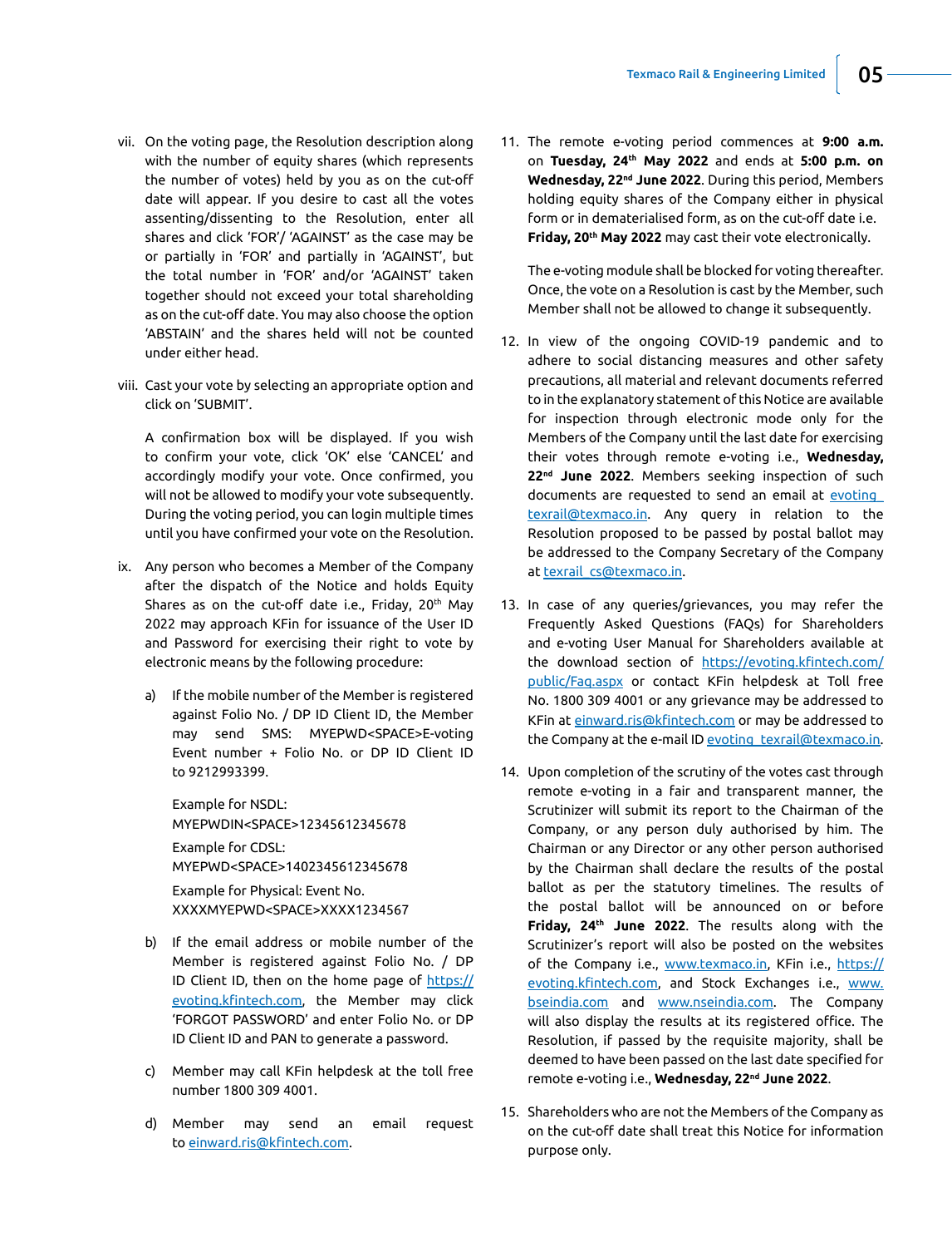vii. On the voting page, the Resolution description along with the number of equity shares (which represents the number of votes) held by you as on the cut-off date will appear. If you desire to cast all the votes assenting/dissenting to the Resolution, enter all shares and click 'FOR'/ 'AGAINST' as the case may be or partially in 'FOR' and partially in 'AGAINST', but the total number in 'FOR' and/or 'AGAINST' taken together should not exceed your total shareholding as on the cut-off date. You may also choose the option 'ABSTAIN' and the shares held will not be counted under either head.

viii. Cast your vote by selecting an appropriate option and click on 'SUBMIT'.

A confirmation box will be displayed. If you wish to confirm your vote, click 'OK' else 'CANCEL' and accordingly modify your vote. Once confirmed, you will not be allowed to modify your vote subsequently. During the voting period, you can login multiple times until you have confirmed your vote on the Resolution.

ix. Any person who becomes a Member of the Company after the dispatch of the Notice and holds Equity Shares as on the cut-off date i.e., Friday, 20th May 2022 may approach KFin for issuance of the User ID and Password for exercising their right to vote by electronic means by the following procedure:

a) If the mobile number of the Member is registered against Folio No. / DP ID Client ID, the Member may send SMS: MYEPWD<SPACE>E-voting Event number + Folio No. or DP ID Client ID to 9212993399.

Example for NSDL:
MYEPWDIN<SPACE>12345612345678

Example for CDSL:
MYEPWD<SPACE>1402345612345678

Example for Physical: Event No.
XXXXMYEPWD<SPACE>XXXX1234567

b) If the email address or mobile number of the Member is registered against Folio No. / DP ID Client ID, then on the home page of https://evoting.kfintech.com, the Member may click 'FORGOT PASSWORD' and enter Folio No. or DP ID Client ID and PAN to generate a password.

c) Member may call KFin helpdesk at the toll free number 1800 309 4001.

d) Member may send an email request to einward.ris@kfintech.com.

11. The remote e-voting period commences at **9:00 a.m.** on **Tuesday, 24th May 2022** and ends at **5:00 p.m. on Wednesday, 22nd June 2022**. During this period, Members holding equity shares of the Company either in physical form or in dematerialised form, as on the cut-off date i.e. **Friday, 20th May 2022** may cast their vote electronically.

    The e-voting module shall be blocked for voting thereafter. Once, the vote on a Resolution is cast by the Member, such Member shall not be allowed to change it subsequently.

12. In view of the ongoing COVID-19 pandemic and to adhere to social distancing measures and other safety precautions, all material and relevant documents referred to in the explanatory statement of this Notice are available for inspection through electronic mode only for the Members of the Company until the last date for exercising their votes through remote e-voting i.e., **Wednesday, 22nd June 2022**. Members seeking inspection of such documents are requested to send an email at evoting_texrail@texmaco.in. Any query in relation to the Resolution proposed to be passed by postal ballot may be addressed to the Company Secretary of the Company at texrail_cs@texmaco.in.

13. In case of any queries/grievances, you may refer the Frequently Asked Questions (FAQs) for Shareholders and e-voting User Manual for Shareholders available at the download section of https://evoting.kfintech.com/public/Faq.aspx or contact KFin helpdesk at Toll free No. 1800 309 4001 or any grievance may be addressed to KFin at einward.ris@kfintech.com or may be addressed to the Company at the e-mail ID evoting_texrail@texmaco.in.

14. Upon completion of the scrutiny of the votes cast through remote e-voting in a fair and transparent manner, the Scrutinizer will submit its report to the Chairman of the Company, or any person duly authorised by him. The Chairman or any Director or any other person authorised by the Chairman shall declare the results of the postal ballot as per the statutory timelines. The results of the postal ballot will be announced on or before **Friday, 24th June 2022**. The results along with the Scrutinizer's report will also be posted on the websites of the Company i.e., www.texmaco.in, KFin i.e., https://evoting.kfintech.com, and Stock Exchanges i.e., www.bseindia.com and www.nseindia.com. The Company will also display the results at its registered office. The Resolution, if passed by the requisite majority, shall be deemed to have been passed on the last date specified for remote e-voting i.e., **Wednesday, 22nd June 2022**.

15. Shareholders who are not the Members of the Company as on the cut-off date shall treat this Notice for information purpose only.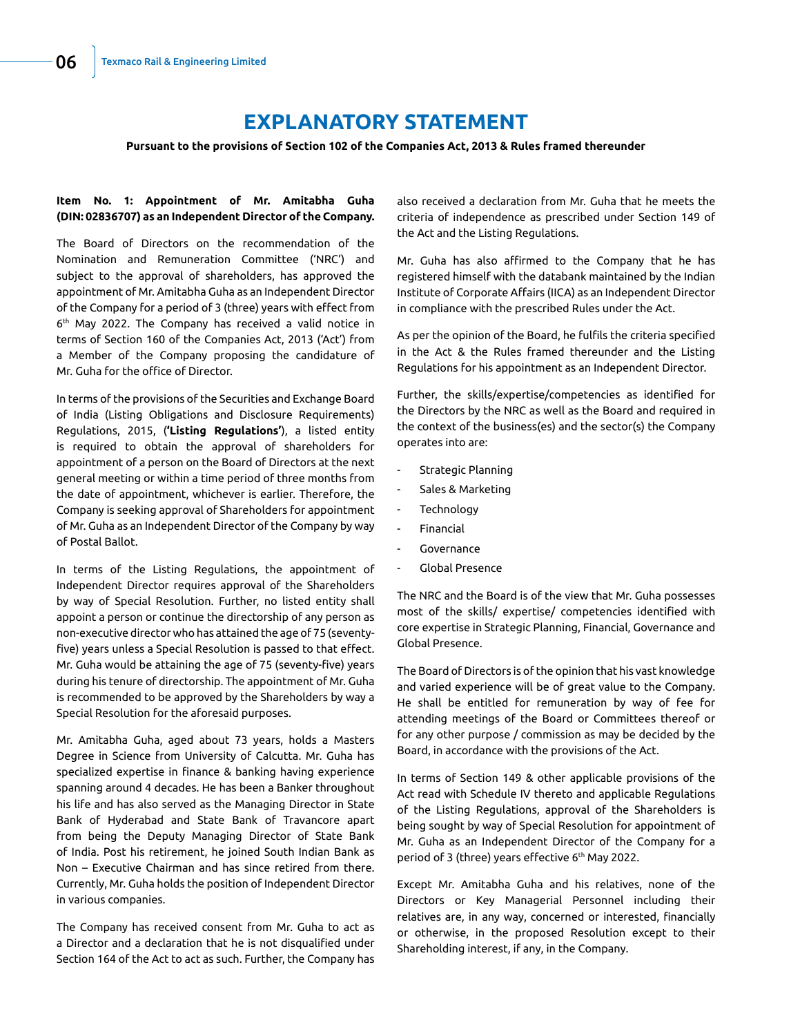# EXPLANATORY STATEMENT

**Pursuant to the provisions of Section 102 of the Companies Act, 2013 & Rules framed thereunder**

**Item No. 1: Appointment of Mr. Amitabha Guha (DIN: 02836707) as an Independent Director of the Company.**

The Board of Directors on the recommendation of the Nomination and Remuneration Committee ('NRC') and subject to the approval of shareholders, has approved the appointment of Mr. Amitabha Guha as an Independent Director of the Company for a period of 3 (three) years with effect from 6th May 2022. The Company has received a valid notice in terms of Section 160 of the Companies Act, 2013 ('Act') from a Member of the Company proposing the candidature of Mr. Guha for the office of Director.

In terms of the provisions of the Securities and Exchange Board of India (Listing Obligations and Disclosure Requirements) Regulations, 2015, (**'Listing Regulations'**), a listed entity is required to obtain the approval of shareholders for appointment of a person on the Board of Directors at the next general meeting or within a time period of three months from the date of appointment, whichever is earlier. Therefore, the Company is seeking approval of Shareholders for appointment of Mr. Guha as an Independent Director of the Company by way of Postal Ballot.

In terms of the Listing Regulations, the appointment of Independent Director requires approval of the Shareholders by way of Special Resolution. Further, no listed entity shall appoint a person or continue the directorship of any person as non-executive director who has attained the age of 75 (seventy-five) years unless a Special Resolution is passed to that effect. Mr. Guha would be attaining the age of 75 (seventy-five) years during his tenure of directorship. The appointment of Mr. Guha is recommended to be approved by the Shareholders by way a Special Resolution for the aforesaid purposes.

Mr. Amitabha Guha, aged about 73 years, holds a Masters Degree in Science from University of Calcutta. Mr. Guha has specialized expertise in finance & banking having experience spanning around 4 decades. He has been a Banker throughout his life and has also served as the Managing Director in State Bank of Hyderabad and State Bank of Travancore apart from being the Deputy Managing Director of State Bank of India. Post his retirement, he joined South Indian Bank as Non – Executive Chairman and has since retired from there. Currently, Mr. Guha holds the position of Independent Director in various companies.

The Company has received consent from Mr. Guha to act as a Director and a declaration that he is not disqualified under Section 164 of the Act to act as such. Further, the Company has also received a declaration from Mr. Guha that he meets the criteria of independence as prescribed under Section 149 of the Act and the Listing Regulations.

Mr. Guha has also affirmed to the Company that he has registered himself with the databank maintained by the Indian Institute of Corporate Affairs (IICA) as an Independent Director in compliance with the prescribed Rules under the Act.

As per the opinion of the Board, he fulfils the criteria specified in the Act & the Rules framed thereunder and the Listing Regulations for his appointment as an Independent Director.

Further, the skills/expertise/competencies as identified for the Directors by the NRC as well as the Board and required in the context of the business(es) and the sector(s) the Company operates into are:

- Strategic Planning
- Sales & Marketing
- Technology
- Financial
- Governance
- Global Presence

The NRC and the Board is of the view that Mr. Guha possesses most of the skills/ expertise/ competencies identified with core expertise in Strategic Planning, Financial, Governance and Global Presence.

The Board of Directors is of the opinion that his vast knowledge and varied experience will be of great value to the Company. He shall be entitled for remuneration by way of fee for attending meetings of the Board or Committees thereof or for any other purpose / commission as may be decided by the Board, in accordance with the provisions of the Act.

In terms of Section 149 & other applicable provisions of the Act read with Schedule IV thereto and applicable Regulations of the Listing Regulations, approval of the Shareholders is being sought by way of Special Resolution for appointment of Mr. Guha as an Independent Director of the Company for a period of 3 (three) years effective 6th May 2022.

Except Mr. Amitabha Guha and his relatives, none of the Directors or Key Managerial Personnel including their relatives are, in any way, concerned or interested, financially or otherwise, in the proposed Resolution except to their Shareholding interest, if any, in the Company.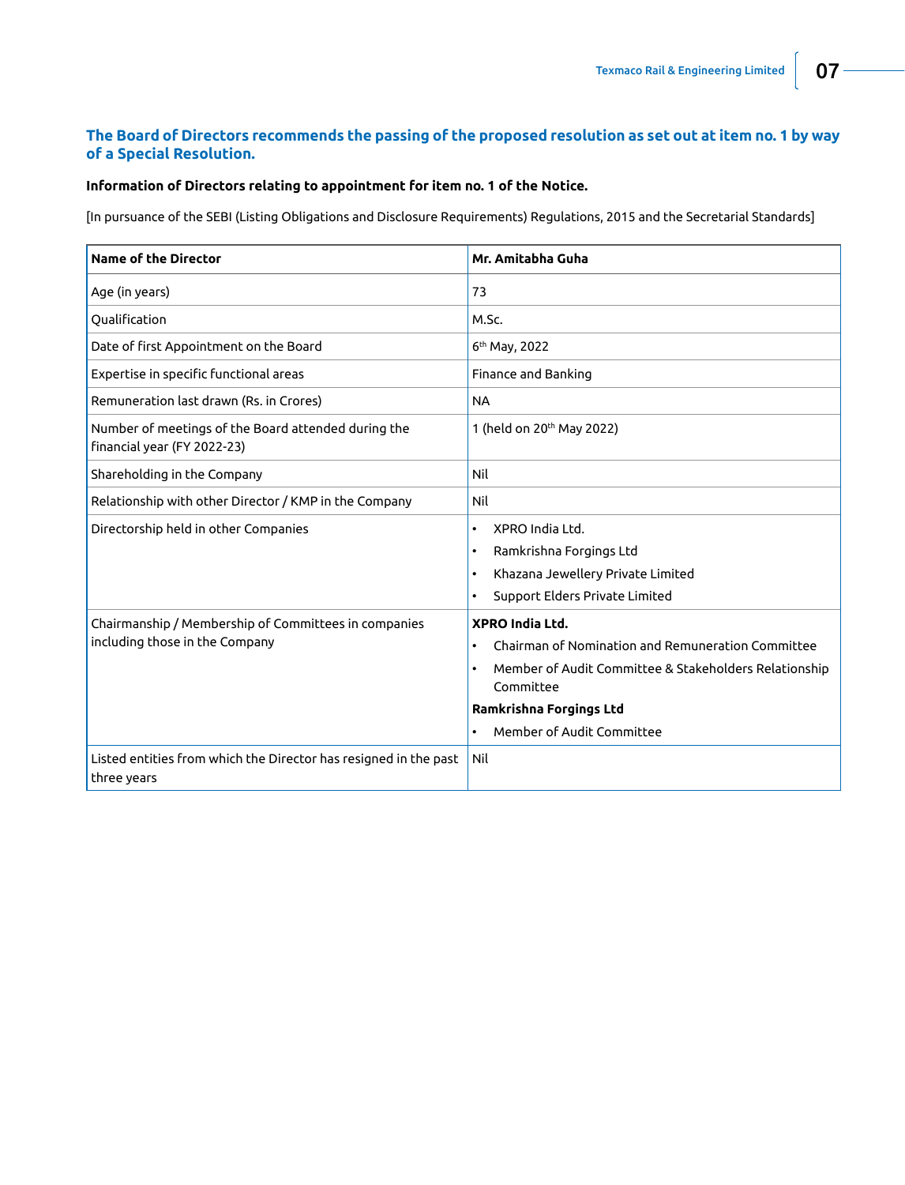**The Board of Directors recommends the passing of the proposed resolution as set out at item no. 1 by way of a Special Resolution.**

**Information of Directors relating to appointment for item no. 1 of the Notice.**

[In pursuance of the SEBI (Listing Obligations and Disclosure Requirements) Regulations, 2015 and the Secretarial Standards]

| **Name of the Director** | **Mr. Amitabha Guha** |
|---|---|
| Age (in years) | 73 |
| Qualification | M.Sc. |
| Date of first Appointment on the Board | 6th May, 2022 |
| Expertise in specific functional areas | Finance and Banking |
| Remuneration last drawn (Rs. in Crores) | NA |
| Number of meetings of the Board attended during the financial year (FY 2022-23) | 1 (held on 20th May 2022) |
| Shareholding in the Company | Nil |
| Relationship with other Director / KMP in the Company | Nil |
| Directorship held in other Companies | • XPRO India Ltd.<br>• Ramkrishna Forgings Ltd<br>• Khazana Jewellery Private Limited<br>• Support Elders Private Limited |
| Chairmanship / Membership of Committees in companies including those in the Company | **XPRO India Ltd.**<br>• Chairman of Nomination and Remuneration Committee<br>• Member of Audit Committee & Stakeholders Relationship Committee<br>**Ramkrishna Forgings Ltd**<br>• Member of Audit Committee |
| Listed entities from which the Director has resigned in the past three years | Nil |